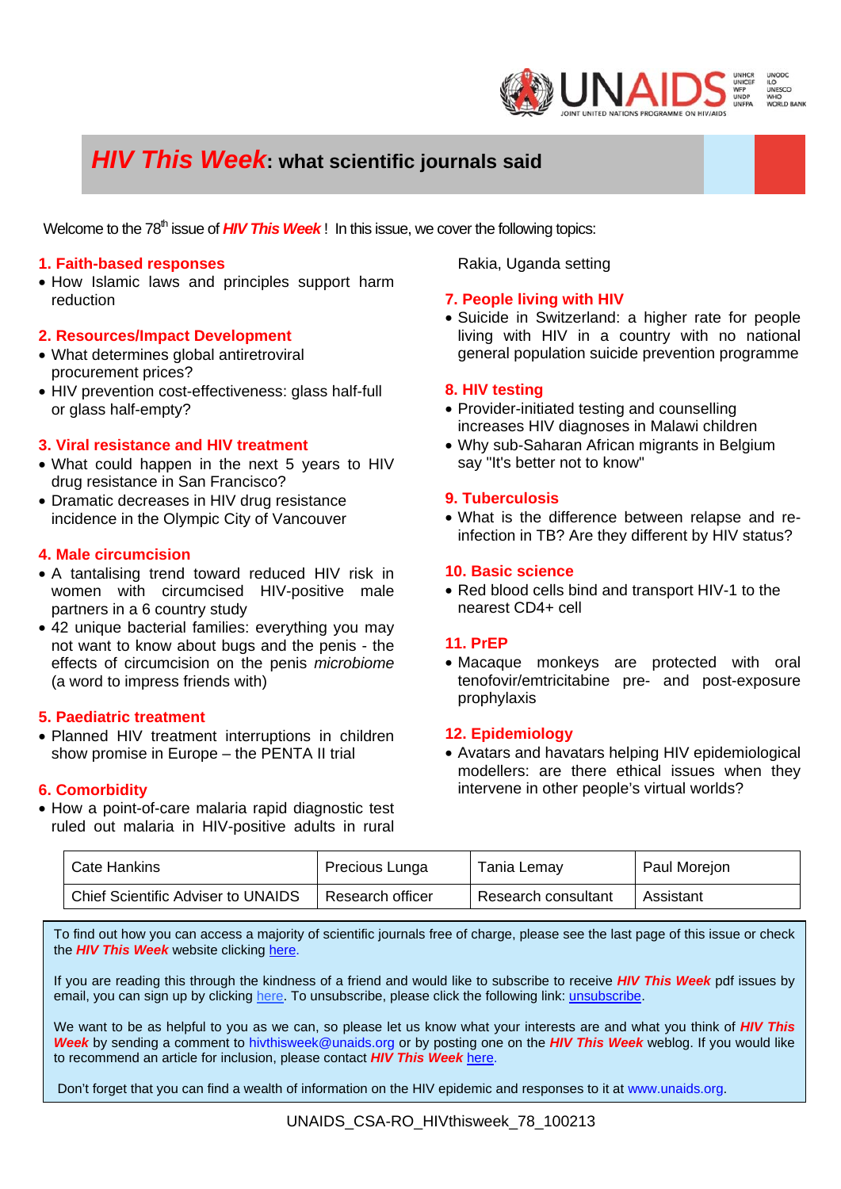# *HIV This Week*: what scientific journals said

Welcome to the 78th issue of ***HIV This Week***! In this issue, we cover the following topics:

**1. Faith-based responses**
- How Islamic laws and principles support harm reduction

**2. Resources/Impact Development**
- What determines global antiretroviral procurement prices?
- HIV prevention cost-effectiveness: glass half-full or glass half-empty?

**3. Viral resistance and HIV treatment**
- What could happen in the next 5 years to HIV drug resistance in San Francisco?
- Dramatic decreases in HIV drug resistance incidence in the Olympic City of Vancouver

**4. Male circumcision**
- A tantalising trend toward reduced HIV risk in women with circumcised HIV-positive male partners in a 6 country study
- 42 unique bacterial families: everything you may not want to know about bugs and the penis - the effects of circumcision on the penis *microbiome* (a word to impress friends with)

**5. Paediatric treatment**
- Planned HIV treatment interruptions in children show promise in Europe – the PENTA II trial

**6. Comorbidity**
- How a point-of-care malaria rapid diagnostic test ruled out malaria in HIV-positive adults in rural Rakia, Uganda setting

**7. People living with HIV**
- Suicide in Switzerland: a higher rate for people living with HIV in a country with no national general population suicide prevention programme

**8. HIV testing**
- Provider-initiated testing and counselling increases HIV diagnoses in Malawi children
- Why sub-Saharan African migrants in Belgium say "It's better not to know"

**9. Tuberculosis**
- What is the difference between relapse and re-infection in TB? Are they different by HIV status?

**10. Basic science**
- Red blood cells bind and transport HIV-1 to the nearest CD4+ cell

**11. PrEP**
- Macaque monkeys are protected with oral tenofovir/emtricitabine pre- and post-exposure prophylaxis

**12. Epidemiology**
- Avatars and havatars helping HIV epidemiological modellers: are there ethical issues when they intervene in other people's virtual worlds?

| Cate Hankins | Precious Lunga | Tania Lemay | Paul Morejon |
|---|---|---|---|
| Chief Scientific Adviser to UNAIDS | Research officer | Research consultant | Assistant |

To find out how you can access a majority of scientific journals free of charge, please see the last page of this issue or check the ***HIV This Week*** website clicking here.

If you are reading this through the kindness of a friend and would like to subscribe to receive ***HIV This Week*** pdf issues by email, you can sign up by clicking here. To unsubscribe, please click the following link: unsubscribe.

We want to be as helpful to you as we can, so please let us know what your interests are and what you think of ***HIV This Week*** by sending a comment to hivthisweek@unaids.org or by posting one on the ***HIV This Week*** weblog. If you would like to recommend an article for inclusion, please contact ***HIV This Week*** here.

Don't forget that you can find a wealth of information on the HIV epidemic and responses to it at www.unaids.org.

UNAIDS_CSA-RO_HIVthisweek_78_100213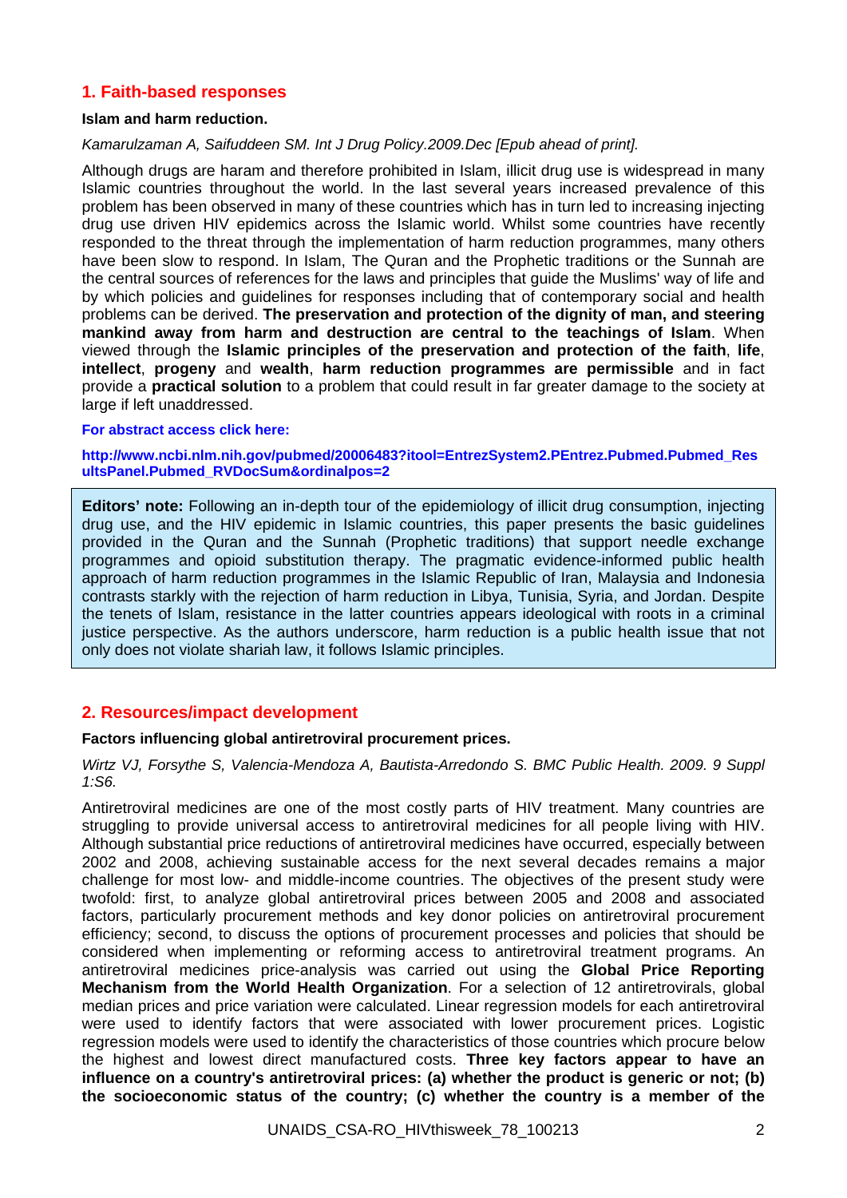## 1. Faith-based responses

**Islam and harm reduction.**

*Kamarulzaman A, Saifuddeen SM. Int J Drug Policy.2009.Dec [Epub ahead of print].*

Although drugs are haram and therefore prohibited in Islam, illicit drug use is widespread in many Islamic countries throughout the world. In the last several years increased prevalence of this problem has been observed in many of these countries which has in turn led to increasing injecting drug use driven HIV epidemics across the Islamic world. Whilst some countries have recently responded to the threat through the implementation of harm reduction programmes, many others have been slow to respond. In Islam, The Quran and the Prophetic traditions or the Sunnah are the central sources of references for the laws and principles that guide the Muslims' way of life and by which policies and guidelines for responses including that of contemporary social and health problems can be derived. **The preservation and protection of the dignity of man, and steering mankind away from harm and destruction are central to the teachings of Islam**. When viewed through the **Islamic principles of the preservation and protection of the faith**, **life**, **intellect**, **progeny** and **wealth**, **harm reduction programmes are permissible** and in fact provide a **practical solution** to a problem that could result in far greater damage to the society at large if left unaddressed.

**For abstract access click here:**

**http://www.ncbi.nlm.nih.gov/pubmed/20006483?itool=EntrezSystem2.PEntrez.Pubmed.Pubmed_ResultsPanel.Pubmed_RVDocSum&ordinalpos=2**

**Editors' note:** Following an in-depth tour of the epidemiology of illicit drug consumption, injecting drug use, and the HIV epidemic in Islamic countries, this paper presents the basic guidelines provided in the Quran and the Sunnah (Prophetic traditions) that support needle exchange programmes and opioid substitution therapy. The pragmatic evidence-informed public health approach of harm reduction programmes in the Islamic Republic of Iran, Malaysia and Indonesia contrasts starkly with the rejection of harm reduction in Libya, Tunisia, Syria, and Jordan. Despite the tenets of Islam, resistance in the latter countries appears ideological with roots in a criminal justice perspective. As the authors underscore, harm reduction is a public health issue that not only does not violate shariah law, it follows Islamic principles.

## 2. Resources/impact development

**Factors influencing global antiretroviral procurement prices.**

*Wirtz VJ, Forsythe S, Valencia-Mendoza A, Bautista-Arredondo S. BMC Public Health. 2009. 9 Suppl 1:S6.*

Antiretroviral medicines are one of the most costly parts of HIV treatment. Many countries are struggling to provide universal access to antiretroviral medicines for all people living with HIV. Although substantial price reductions of antiretroviral medicines have occurred, especially between 2002 and 2008, achieving sustainable access for the next several decades remains a major challenge for most low- and middle-income countries. The objectives of the present study were twofold: first, to analyze global antiretroviral prices between 2005 and 2008 and associated factors, particularly procurement methods and key donor policies on antiretroviral procurement efficiency; second, to discuss the options of procurement processes and policies that should be considered when implementing or reforming access to antiretroviral treatment programs. An antiretroviral medicines price-analysis was carried out using the **Global Price Reporting Mechanism from the World Health Organization**. For a selection of 12 antiretrovirals, global median prices and price variation were calculated. Linear regression models for each antiretroviral were used to identify factors that were associated with lower procurement prices. Logistic regression models were used to identify the characteristics of those countries which procure below the highest and lowest direct manufactured costs. **Three key factors appear to have an influence on a country's antiretroviral prices: (a) whether the product is generic or not; (b) the socioeconomic status of the country; (c) whether the country is a member of the**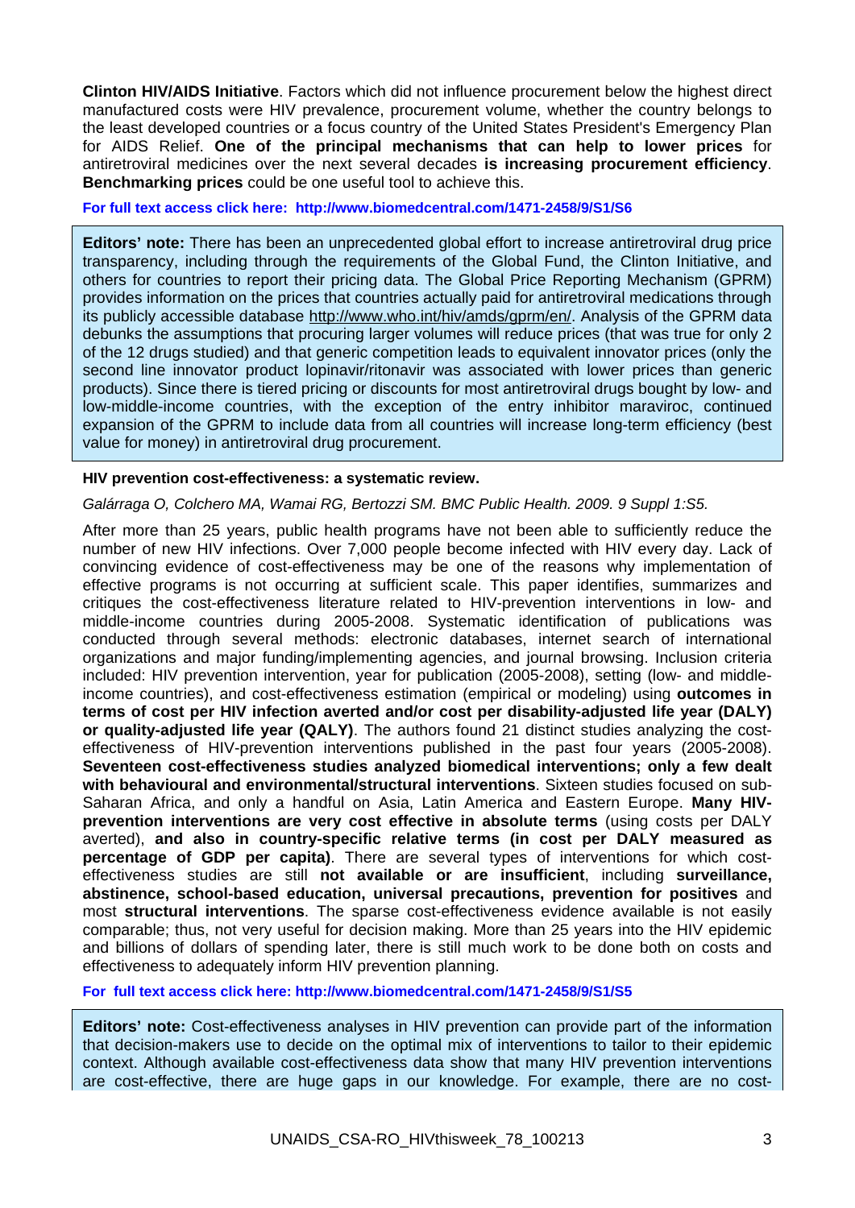**Clinton HIV/AIDS Initiative**. Factors which did not influence procurement below the highest direct manufactured costs were HIV prevalence, procurement volume, whether the country belongs to the least developed countries or a focus country of the United States President's Emergency Plan for AIDS Relief. **One of the principal mechanisms that can help to lower prices** for antiretroviral medicines over the next several decades **is increasing procurement efficiency**. **Benchmarking prices** could be one useful tool to achieve this.

**For full text access click here: http://www.biomedcentral.com/1471-2458/9/S1/S6**

> **Editors' note:** There has been an unprecedented global effort to increase antiretroviral drug price transparency, including through the requirements of the Global Fund, the Clinton Initiative, and others for countries to report their pricing data. The Global Price Reporting Mechanism (GPRM) provides information on the prices that countries actually paid for antiretroviral medications through its publicly accessible database http://www.who.int/hiv/amds/gprm/en/. Analysis of the GPRM data debunks the assumptions that procuring larger volumes will reduce prices (that was true for only 2 of the 12 drugs studied) and that generic competition leads to equivalent innovator prices (only the second line innovator product lopinavir/ritonavir was associated with lower prices than generic products). Since there is tiered pricing or discounts for most antiretroviral drugs bought by low- and low-middle-income countries, with the exception of the entry inhibitor maraviroc, continued expansion of the GPRM to include data from all countries will increase long-term efficiency (best value for money) in antiretroviral drug procurement.

**HIV prevention cost-effectiveness: a systematic review.**

*Galárraga O, Colchero MA, Wamai RG, Bertozzi SM. BMC Public Health. 2009. 9 Suppl 1:S5.*

After more than 25 years, public health programs have not been able to sufficiently reduce the number of new HIV infections. Over 7,000 people become infected with HIV every day. Lack of convincing evidence of cost-effectiveness may be one of the reasons why implementation of effective programs is not occurring at sufficient scale. This paper identifies, summarizes and critiques the cost-effectiveness literature related to HIV-prevention interventions in low- and middle-income countries during 2005-2008. Systematic identification of publications was conducted through several methods: electronic databases, internet search of international organizations and major funding/implementing agencies, and journal browsing. Inclusion criteria included: HIV prevention intervention, year for publication (2005-2008), setting (low- and middle-income countries), and cost-effectiveness estimation (empirical or modeling) using **outcomes in terms of cost per HIV infection averted and/or cost per disability-adjusted life year (DALY) or quality-adjusted life year (QALY)**. The authors found 21 distinct studies analyzing the cost-effectiveness of HIV-prevention interventions published in the past four years (2005-2008). **Seventeen cost-effectiveness studies analyzed biomedical interventions; only a few dealt with behavioural and environmental/structural interventions**. Sixteen studies focused on sub-Saharan Africa, and only a handful on Asia, Latin America and Eastern Europe. **Many HIV-prevention interventions are very cost effective in absolute terms** (using costs per DALY averted), **and also in country-specific relative terms (in cost per DALY measured as percentage of GDP per capita)**. There are several types of interventions for which cost-effectiveness studies are still **not available or are insufficient**, including **surveillance, abstinence, school-based education, universal precautions, prevention for positives** and most **structural interventions**. The sparse cost-effectiveness evidence available is not easily comparable; thus, not very useful for decision making. More than 25 years into the HIV epidemic and billions of dollars of spending later, there is still much work to be done both on costs and effectiveness to adequately inform HIV prevention planning.

**For full text access click here: http://www.biomedcentral.com/1471-2458/9/S1/S5**

> **Editors' note:** Cost-effectiveness analyses in HIV prevention can provide part of the information that decision-makers use to decide on the optimal mix of interventions to tailor to their epidemic context. Although available cost-effectiveness data show that many HIV prevention interventions are cost-effective, there are huge gaps in our knowledge. For example, there are no cost-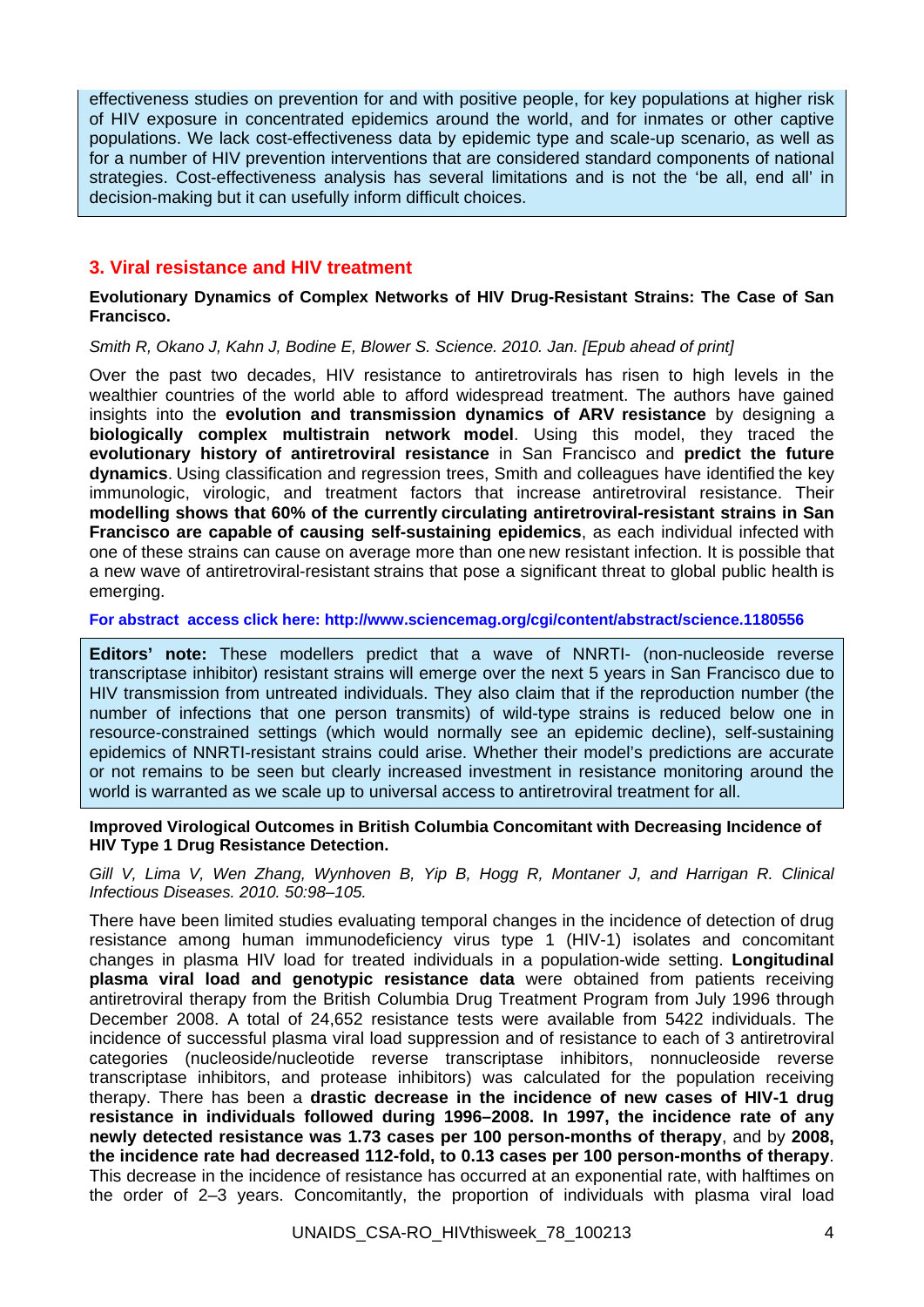effectiveness studies on prevention for and with positive people, for key populations at higher risk of HIV exposure in concentrated epidemics around the world, and for inmates or other captive populations. We lack cost-effectiveness data by epidemic type and scale-up scenario, as well as for a number of HIV prevention interventions that are considered standard components of national strategies. Cost-effectiveness analysis has several limitations and is not the 'be all, end all' in decision-making but it can usefully inform difficult choices.

## 3. Viral resistance and HIV treatment

**Evolutionary Dynamics of Complex Networks of HIV Drug-Resistant Strains: The Case of San Francisco.**

*Smith R, Okano J, Kahn J, Bodine E, Blower S. Science. 2010. Jan. [Epub ahead of print]*

Over the past two decades, HIV resistance to antiretrovirals has risen to high levels in the wealthier countries of the world able to afford widespread treatment. The authors have gained insights into the **evolution and transmission dynamics of ARV resistance** by designing a **biologically complex multistrain network model**. Using this model, they traced the **evolutionary history of antiretroviral resistance** in San Francisco and **predict the future dynamics**. Using classification and regression trees, Smith and colleagues have identified the key immunologic, virologic, and treatment factors that increase antiretroviral resistance. Their **modelling shows that 60% of the currently circulating antiretroviral-resistant strains in San Francisco are capable of causing self-sustaining epidemics**, as each individual infected with one of these strains can cause on average more than one new resistant infection. It is possible that a new wave of antiretroviral-resistant strains that pose a significant threat to global public health is emerging.

**For abstract access click here: http://www.sciencemag.org/cgi/content/abstract/science.1180556**

**Editors' note:** These modellers predict that a wave of NNRTI- (non-nucleoside reverse transcriptase inhibitor) resistant strains will emerge over the next 5 years in San Francisco due to HIV transmission from untreated individuals. They also claim that if the reproduction number (the number of infections that one person transmits) of wild-type strains is reduced below one in resource-constrained settings (which would normally see an epidemic decline), self-sustaining epidemics of NNRTI-resistant strains could arise. Whether their model's predictions are accurate or not remains to be seen but clearly increased investment in resistance monitoring around the world is warranted as we scale up to universal access to antiretroviral treatment for all.

**Improved Virological Outcomes in British Columbia Concomitant with Decreasing Incidence of HIV Type 1 Drug Resistance Detection.**

*Gill V, Lima V, Wen Zhang, Wynhoven B, Yip B, Hogg R, Montaner J, and Harrigan R. Clinical Infectious Diseases. 2010. 50:98–105.*

There have been limited studies evaluating temporal changes in the incidence of detection of drug resistance among human immunodeficiency virus type 1 (HIV-1) isolates and concomitant changes in plasma HIV load for treated individuals in a population-wide setting. **Longitudinal plasma viral load and genotypic resistance data** were obtained from patients receiving antiretroviral therapy from the British Columbia Drug Treatment Program from July 1996 through December 2008. A total of 24,652 resistance tests were available from 5422 individuals. The incidence of successful plasma viral load suppression and of resistance to each of 3 antiretroviral categories (nucleoside/nucleotide reverse transcriptase inhibitors, nonnucleoside reverse transcriptase inhibitors, and protease inhibitors) was calculated for the population receiving therapy. There has been a **drastic decrease in the incidence of new cases of HIV-1 drug resistance in individuals followed during 1996–2008. In 1997, the incidence rate of any newly detected resistance was 1.73 cases per 100 person-months of therapy**, and by **2008, the incidence rate had decreased 112-fold, to 0.13 cases per 100 person-months of therapy**. This decrease in the incidence of resistance has occurred at an exponential rate, with halftimes on the order of 2–3 years. Concomitantly, the proportion of individuals with plasma viral load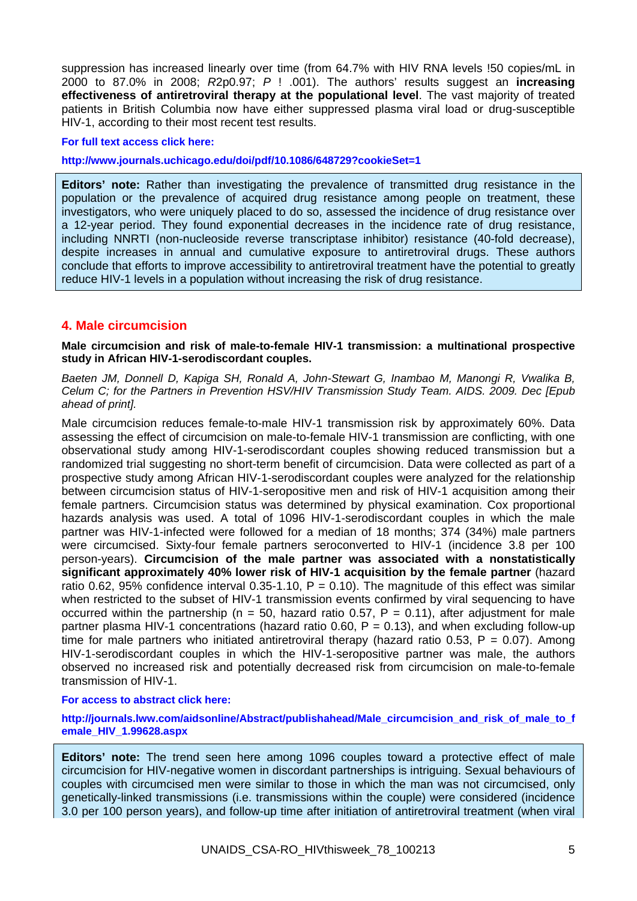suppression has increased linearly over time (from 64.7% with HIV RNA levels !50 copies/mL in 2000 to 87.0% in 2008; $R2p0.97$; $P$ ! .001). The authors' results suggest an **increasing effectiveness of antiretroviral therapy at the populational level**. The vast majority of treated patients in British Columbia now have either suppressed plasma viral load or drug-susceptible HIV-1, according to their most recent test results.

**For full text access click here:**

**http://www.journals.uchicago.edu/doi/pdf/10.1086/648729?cookieSet=1**

> **Editors' note:** Rather than investigating the prevalence of transmitted drug resistance in the population or the prevalence of acquired drug resistance among people on treatment, these investigators, who were uniquely placed to do so, assessed the incidence of drug resistance over a 12-year period. They found exponential decreases in the incidence rate of drug resistance, including NNRTI (non-nucleoside reverse transcriptase inhibitor) resistance (40-fold decrease), despite increases in annual and cumulative exposure to antiretroviral drugs. These authors conclude that efforts to improve accessibility to antiretroviral treatment have the potential to greatly reduce HIV-1 levels in a population without increasing the risk of drug resistance.

## 4. Male circumcision

**Male circumcision and risk of male-to-female HIV-1 transmission: a multinational prospective study in African HIV-1-serodiscordant couples.**

*Baeten JM, Donnell D, Kapiga SH, Ronald A, John-Stewart G, Inambao M, Manongi R, Vwalika B, Celum C; for the Partners in Prevention HSV/HIV Transmission Study Team. AIDS. 2009. Dec [Epub ahead of print].*

Male circumcision reduces female-to-male HIV-1 transmission risk by approximately 60%. Data assessing the effect of circumcision on male-to-female HIV-1 transmission are conflicting, with one observational study among HIV-1-serodiscordant couples showing reduced transmission but a randomized trial suggesting no short-term benefit of circumcision. Data were collected as part of a prospective study among African HIV-1-serodiscordant couples were analyzed for the relationship between circumcision status of HIV-1-seropositive men and risk of HIV-1 acquisition among their female partners. Circumcision status was determined by physical examination. Cox proportional hazards analysis was used. A total of 1096 HIV-1-serodiscordant couples in which the male partner was HIV-1-infected were followed for a median of 18 months; 374 (34%) male partners were circumcised. Sixty-four female partners seroconverted to HIV-1 (incidence 3.8 per 100 person-years). **Circumcision of the male partner was associated with a nonstatistically significant approximately 40% lower risk of HIV-1 acquisition by the female partner** (hazard ratio 0.62, 95% confidence interval 0.35-1.10, P = 0.10). The magnitude of this effect was similar when restricted to the subset of HIV-1 transmission events confirmed by viral sequencing to have occurred within the partnership (n = 50, hazard ratio 0.57, P = 0.11), after adjustment for male partner plasma HIV-1 concentrations (hazard ratio 0.60, P = 0.13), and when excluding follow-up time for male partners who initiated antiretroviral therapy (hazard ratio 0.53, P = 0.07). Among HIV-1-serodiscordant couples in which the HIV-1-seropositive partner was male, the authors observed no increased risk and potentially decreased risk from circumcision on male-to-female transmission of HIV-1.

**For access to abstract click here:**

**http://journals.lww.com/aidsonline/Abstract/publishahead/Male_circumcision_and_risk_of_male_to_female_HIV_1.99628.aspx**

> **Editors' note:** The trend seen here among 1096 couples toward a protective effect of male circumcision for HIV-negative women in discordant partnerships is intriguing. Sexual behaviours of couples with circumcised men were similar to those in which the man was not circumcised, only genetically-linked transmissions (i.e. transmissions within the couple) were considered (incidence 3.0 per 100 person years), and follow-up time after initiation of antiretroviral treatment (when viral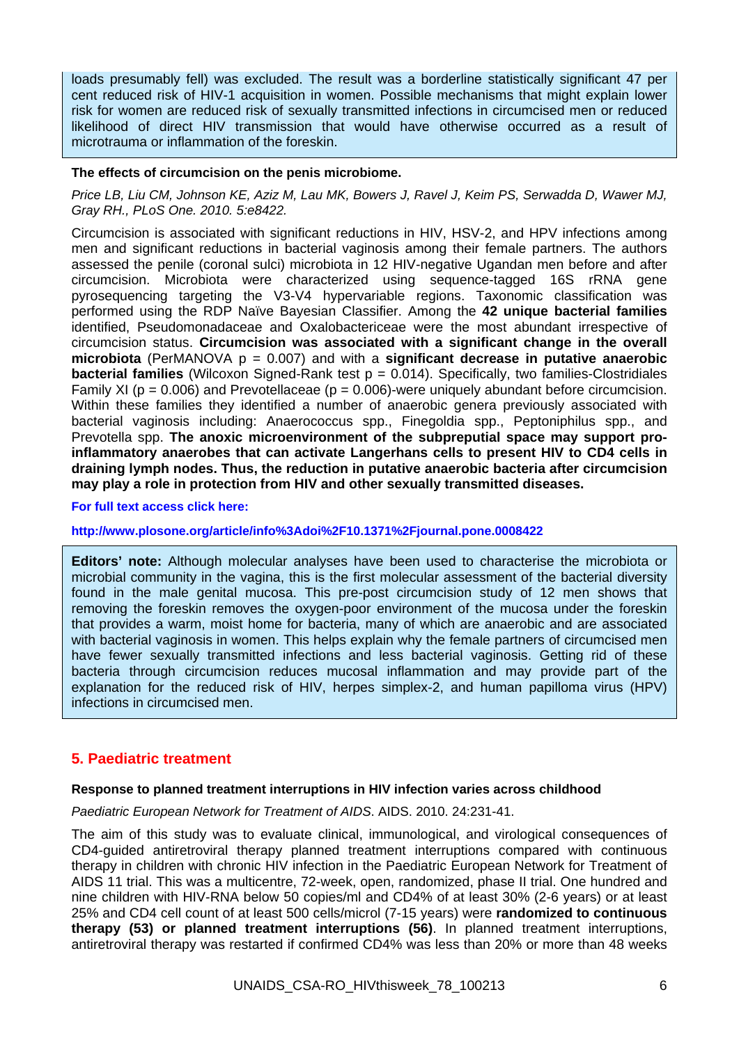loads presumably fell) was excluded. The result was a borderline statistically significant 47 per cent reduced risk of HIV-1 acquisition in women. Possible mechanisms that might explain lower risk for women are reduced risk of sexually transmitted infections in circumcised men or reduced likelihood of direct HIV transmission that would have otherwise occurred as a result of microtrauma or inflammation of the foreskin.

**The effects of circumcision on the penis microbiome.**

*Price LB, Liu CM, Johnson KE, Aziz M, Lau MK, Bowers J, Ravel J, Keim PS, Serwadda D, Wawer MJ, Gray RH., PLoS One. 2010. 5:e8422.*

Circumcision is associated with significant reductions in HIV, HSV-2, and HPV infections among men and significant reductions in bacterial vaginosis among their female partners. The authors assessed the penile (coronal sulci) microbiota in 12 HIV-negative Ugandan men before and after circumcision. Microbiota were characterized using sequence-tagged 16S rRNA gene pyrosequencing targeting the V3-V4 hypervariable regions. Taxonomic classification was performed using the RDP Naïve Bayesian Classifier. Among the **42 unique bacterial families** identified, Pseudomonadaceae and Oxalobactericeae were the most abundant irrespective of circumcision status. **Circumcision was associated with a significant change in the overall microbiota** (PerMANOVA $p = 0.007$) and with a **significant decrease in putative anaerobic bacterial families** (Wilcoxon Signed-Rank test $p = 0.014$). Specifically, two families-Clostridiales Family XI ($p = 0.006$) and Prevotellaceae ($p = 0.006$)-were uniquely abundant before circumcision. Within these families they identified a number of anaerobic genera previously associated with bacterial vaginosis including: Anaerococcus spp., Finegoldia spp., Peptoniphilus spp., and Prevotella spp. **The anoxic microenvironment of the subpreputial space may support pro-inflammatory anaerobes that can activate Langerhans cells to present HIV to CD4 cells in draining lymph nodes. Thus, the reduction in putative anaerobic bacteria after circumcision may play a role in protection from HIV and other sexually transmitted diseases.**

**For full text access click here:**

**http://www.plosone.org/article/info%3Adoi%2F10.1371%2Fjournal.pone.0008422**

**Editors' note:** Although molecular analyses have been used to characterise the microbiota or microbial community in the vagina, this is the first molecular assessment of the bacterial diversity found in the male genital mucosa. This pre-post circumcision study of 12 men shows that removing the foreskin removes the oxygen-poor environment of the mucosa under the foreskin that provides a warm, moist home for bacteria, many of which are anaerobic and are associated with bacterial vaginosis in women. This helps explain why the female partners of circumcised men have fewer sexually transmitted infections and less bacterial vaginosis. Getting rid of these bacteria through circumcision reduces mucosal inflammation and may provide part of the explanation for the reduced risk of HIV, herpes simplex-2, and human papilloma virus (HPV) infections in circumcised men.

## 5. Paediatric treatment

**Response to planned treatment interruptions in HIV infection varies across childhood**

*Paediatric European Network for Treatment of AIDS.* AIDS. 2010. 24:231-41.

The aim of this study was to evaluate clinical, immunological, and virological consequences of CD4-guided antiretroviral therapy planned treatment interruptions compared with continuous therapy in children with chronic HIV infection in the Paediatric European Network for Treatment of AIDS 11 trial. This was a multicentre, 72-week, open, randomized, phase II trial. One hundred and nine children with HIV-RNA below 50 copies/ml and CD4% of at least 30% (2-6 years) or at least 25% and CD4 cell count of at least 500 cells/microl (7-15 years) were **randomized to continuous therapy (53) or planned treatment interruptions (56)**. In planned treatment interruptions, antiretroviral therapy was restarted if confirmed CD4% was less than 20% or more than 48 weeks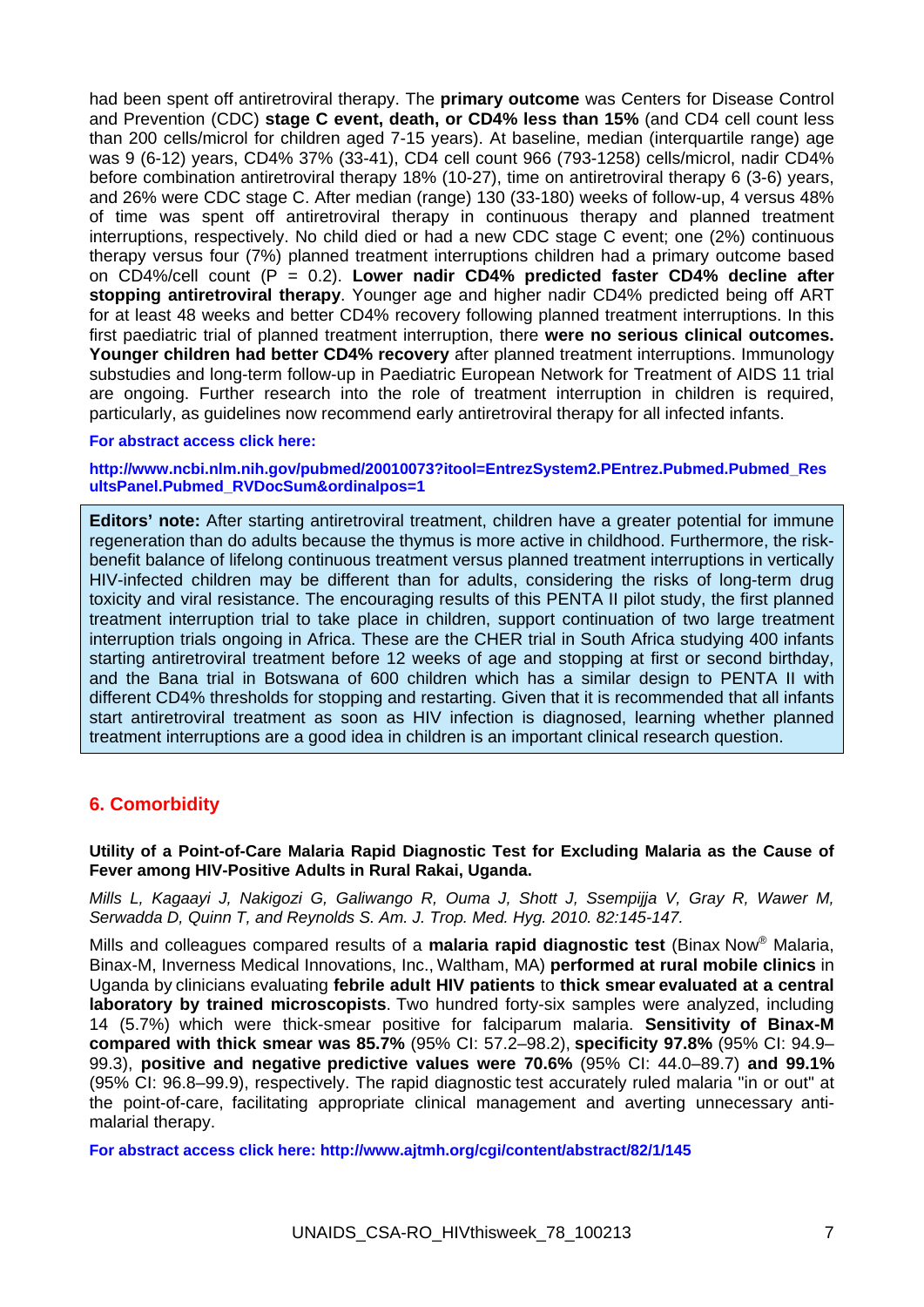had been spent off antiretroviral therapy. The **primary outcome** was Centers for Disease Control and Prevention (CDC) **stage C event, death, or CD4% less than 15%** (and CD4 cell count less than 200 cells/microl for children aged 7-15 years). At baseline, median (interquartile range) age was 9 (6-12) years, CD4% 37% (33-41), CD4 cell count 966 (793-1258) cells/microl, nadir CD4% before combination antiretroviral therapy 18% (10-27), time on antiretroviral therapy 6 (3-6) years, and 26% were CDC stage C. After median (range) 130 (33-180) weeks of follow-up, 4 versus 48% of time was spent off antiretroviral therapy in continuous therapy and planned treatment interruptions, respectively. No child died or had a new CDC stage C event; one (2%) continuous therapy versus four (7%) planned treatment interruptions children had a primary outcome based on CD4%/cell count (P = 0.2). **Lower nadir CD4% predicted faster CD4% decline after stopping antiretroviral therapy**. Younger age and higher nadir CD4% predicted being off ART for at least 48 weeks and better CD4% recovery following planned treatment interruptions. In this first paediatric trial of planned treatment interruption, there **were no serious clinical outcomes. Younger children had better CD4% recovery** after planned treatment interruptions. Immunology substudies and long-term follow-up in Paediatric European Network for Treatment of AIDS 11 trial are ongoing. Further research into the role of treatment interruption in children is required, particularly, as guidelines now recommend early antiretroviral therapy for all infected infants.

**For abstract access click here:**

**http://www.ncbi.nlm.nih.gov/pubmed/20010073?itool=EntrezSystem2.PEntrez.Pubmed.Pubmed_ResultsPanel.Pubmed_RVDocSum&ordinalpos=1**

**Editors' note:** After starting antiretroviral treatment, children have a greater potential for immune regeneration than do adults because the thymus is more active in childhood. Furthermore, the risk-benefit balance of lifelong continuous treatment versus planned treatment interruptions in vertically HIV-infected children may be different than for adults, considering the risks of long-term drug toxicity and viral resistance. The encouraging results of this PENTA II pilot study, the first planned treatment interruption trial to take place in children, support continuation of two large treatment interruption trials ongoing in Africa. These are the CHER trial in South Africa studying 400 infants starting antiretroviral treatment before 12 weeks of age and stopping at first or second birthday, and the Bana trial in Botswana of 600 children which has a similar design to PENTA II with different CD4% thresholds for stopping and restarting. Given that it is recommended that all infants start antiretroviral treatment as soon as HIV infection is diagnosed, learning whether planned treatment interruptions are a good idea in children is an important clinical research question.

## 6. Comorbidity

**Utility of a Point-of-Care Malaria Rapid Diagnostic Test for Excluding Malaria as the Cause of Fever among HIV-Positive Adults in Rural Rakai, Uganda.**

*Mills L, Kagaayi J, Nakigozi G, Galiwango R, Ouma J, Shott J, Ssempijja V, Gray R, Wawer M, Serwadda D, Quinn T, and Reynolds S. Am. J. Trop. Med. Hyg. 2010. 82:145-147.*

Mills and colleagues compared results of a **malaria rapid diagnostic test** (Binax Now® Malaria, Binax-M, Inverness Medical Innovations, Inc., Waltham, MA) **performed at rural mobile clinics** in Uganda by clinicians evaluating **febrile adult HIV patients** to **thick smear evaluated at a central laboratory by trained microscopists**. Two hundred forty-six samples were analyzed, including 14 (5.7%) which were thick-smear positive for falciparum malaria. **Sensitivity of Binax-M compared with thick smear was 85.7%** (95% CI: 57.2–98.2), **specificity 97.8%** (95% CI: 94.9–99.3), **positive and negative predictive values were 70.6%** (95% CI: 44.0–89.7) **and 99.1%** (95% CI: 96.8–99.9), respectively. The rapid diagnostic test accurately ruled malaria "in or out" at the point-of-care, facilitating appropriate clinical management and averting unnecessary anti-malarial therapy.

**For abstract access click here: http://www.ajtmh.org/cgi/content/abstract/82/1/145**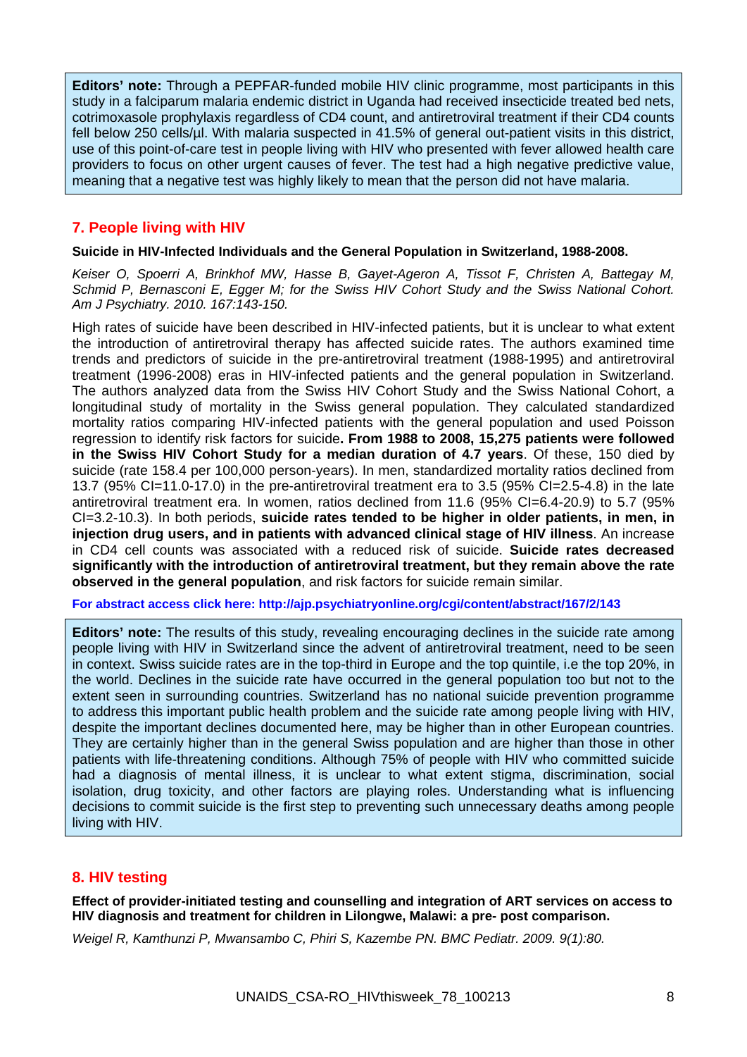**Editors' note:** Through a PEPFAR-funded mobile HIV clinic programme, most participants in this study in a falciparum malaria endemic district in Uganda had received insecticide treated bed nets, cotrimoxasole prophylaxis regardless of CD4 count, and antiretroviral treatment if their CD4 counts fell below 250 cells/µl. With malaria suspected in 41.5% of general out-patient visits in this district, use of this point-of-care test in people living with HIV who presented with fever allowed health care providers to focus on other urgent causes of fever. The test had a high negative predictive value, meaning that a negative test was highly likely to mean that the person did not have malaria.

## 7. People living with HIV

**Suicide in HIV-Infected Individuals and the General Population in Switzerland, 1988-2008.**

*Keiser O, Spoerri A, Brinkhof MW, Hasse B, Gayet-Ageron A, Tissot F, Christen A, Battegay M, Schmid P, Bernasconi E, Egger M; for the Swiss HIV Cohort Study and the Swiss National Cohort. Am J Psychiatry. 2010. 167:143-150.*

High rates of suicide have been described in HIV-infected patients, but it is unclear to what extent the introduction of antiretroviral therapy has affected suicide rates. The authors examined time trends and predictors of suicide in the pre-antiretroviral treatment (1988-1995) and antiretroviral treatment (1996-2008) eras in HIV-infected patients and the general population in Switzerland. The authors analyzed data from the Swiss HIV Cohort Study and the Swiss National Cohort, a longitudinal study of mortality in the Swiss general population. They calculated standardized mortality ratios comparing HIV-infected patients with the general population and used Poisson regression to identify risk factors for suicide**. From 1988 to 2008, 15,275 patients were followed in the Swiss HIV Cohort Study for a median duration of 4.7 years**. Of these, 150 died by suicide (rate 158.4 per 100,000 person-years). In men, standardized mortality ratios declined from 13.7 (95% CI=11.0-17.0) in the pre-antiretroviral treatment era to 3.5 (95% CI=2.5-4.8) in the late antiretroviral treatment era. In women, ratios declined from 11.6 (95% CI=6.4-20.9) to 5.7 (95% CI=3.2-10.3). In both periods, **suicide rates tended to be higher in older patients, in men, in injection drug users, and in patients with advanced clinical stage of HIV illness**. An increase in CD4 cell counts was associated with a reduced risk of suicide. **Suicide rates decreased significantly with the introduction of antiretroviral treatment, but they remain above the rate observed in the general population**, and risk factors for suicide remain similar.

**For abstract access click here: http://ajp.psychiatryonline.org/cgi/content/abstract/167/2/143**

**Editors' note:** The results of this study, revealing encouraging declines in the suicide rate among people living with HIV in Switzerland since the advent of antiretroviral treatment, need to be seen in context. Swiss suicide rates are in the top-third in Europe and the top quintile, i.e the top 20%, in the world. Declines in the suicide rate have occurred in the general population too but not to the extent seen in surrounding countries. Switzerland has no national suicide prevention programme to address this important public health problem and the suicide rate among people living with HIV, despite the important declines documented here, may be higher than in other European countries. They are certainly higher than in the general Swiss population and are higher than those in other patients with life-threatening conditions. Although 75% of people with HIV who committed suicide had a diagnosis of mental illness, it is unclear to what extent stigma, discrimination, social isolation, drug toxicity, and other factors are playing roles. Understanding what is influencing decisions to commit suicide is the first step to preventing such unnecessary deaths among people living with HIV.

## 8. HIV testing

**Effect of provider-initiated testing and counselling and integration of ART services on access to HIV diagnosis and treatment for children in Lilongwe, Malawi: a pre- post comparison.**

*Weigel R, Kamthunzi P, Mwansambo C, Phiri S, Kazembe PN. BMC Pediatr. 2009. 9(1):80.*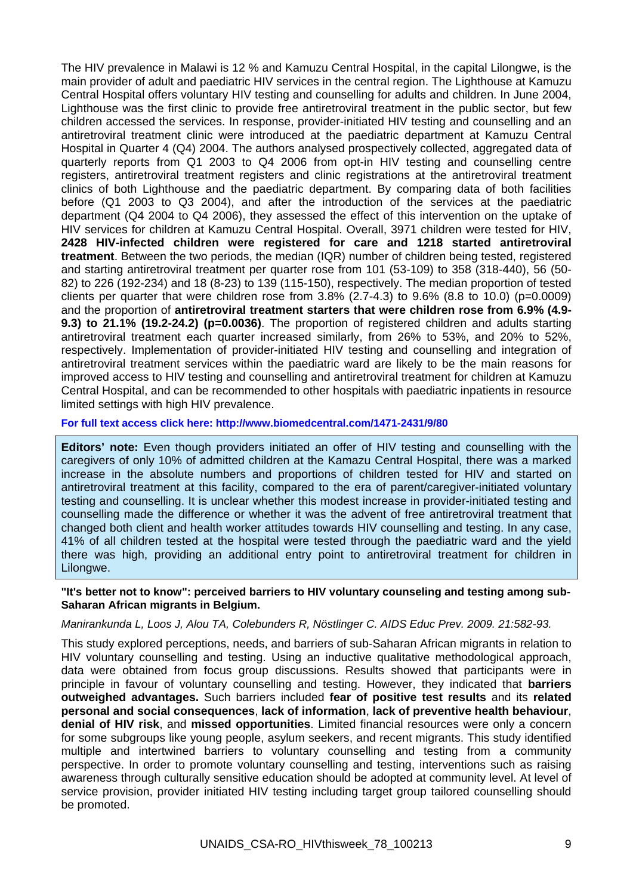The HIV prevalence in Malawi is 12 % and Kamuzu Central Hospital, in the capital Lilongwe, is the main provider of adult and paediatric HIV services in the central region. The Lighthouse at Kamuzu Central Hospital offers voluntary HIV testing and counselling for adults and children. In June 2004, Lighthouse was the first clinic to provide free antiretroviral treatment in the public sector, but few children accessed the services. In response, provider-initiated HIV testing and counselling and an antiretroviral treatment clinic were introduced at the paediatric department at Kamuzu Central Hospital in Quarter 4 (Q4) 2004. The authors analysed prospectively collected, aggregated data of quarterly reports from Q1 2003 to Q4 2006 from opt-in HIV testing and counselling centre registers, antiretroviral treatment registers and clinic registrations at the antiretroviral treatment clinics of both Lighthouse and the paediatric department. By comparing data of both facilities before (Q1 2003 to Q3 2004), and after the introduction of the services at the paediatric department (Q4 2004 to Q4 2006), they assessed the effect of this intervention on the uptake of HIV services for children at Kamuzu Central Hospital. Overall, 3971 children were tested for HIV, **2428 HIV-infected children were registered for care and 1218 started antiretroviral treatment**. Between the two periods, the median (IQR) number of children being tested, registered and starting antiretroviral treatment per quarter rose from 101 (53-109) to 358 (318-440), 56 (50-82) to 226 (192-234) and 18 (8-23) to 139 (115-150), respectively. The median proportion of tested clients per quarter that were children rose from 3.8% (2.7-4.3) to 9.6% (8.8 to 10.0) ($p=0.0009$) and the proportion of **antiretroviral treatment starters that were children rose from 6.9% (4.9-9.3) to 21.1% (19.2-24.2) ($p=0.0036$)**. The proportion of registered children and adults starting antiretroviral treatment each quarter increased similarly, from 26% to 53%, and 20% to 52%, respectively. Implementation of provider-initiated HIV testing and counselling and integration of antiretroviral treatment services within the paediatric ward are likely to be the main reasons for improved access to HIV testing and counselling and antiretroviral treatment for children at Kamuzu Central Hospital, and can be recommended to other hospitals with paediatric inpatients in resource limited settings with high HIV prevalence.

**For full text access click here: http://www.biomedcentral.com/1471-2431/9/80**

**Editors' note:** Even though providers initiated an offer of HIV testing and counselling with the caregivers of only 10% of admitted children at the Kamazu Central Hospital, there was a marked increase in the absolute numbers and proportions of children tested for HIV and started on antiretroviral treatment at this facility, compared to the era of parent/caregiver-initiated voluntary testing and counselling. It is unclear whether this modest increase in provider-initiated testing and counselling made the difference or whether it was the advent of free antiretroviral treatment that changed both client and health worker attitudes towards HIV counselling and testing. In any case, 41% of all children tested at the hospital were tested through the paediatric ward and the yield there was high, providing an additional entry point to antiretroviral treatment for children in Lilongwe.

**"It's better not to know": perceived barriers to HIV voluntary counseling and testing among sub-Saharan African migrants in Belgium.**

*Manirankunda L, Loos J, Alou TA, Colebunders R, Nöstlinger C. AIDS Educ Prev. 2009. 21:582-93.*

This study explored perceptions, needs, and barriers of sub-Saharan African migrants in relation to HIV voluntary counselling and testing. Using an inductive qualitative methodological approach, data were obtained from focus group discussions. Results showed that participants were in principle in favour of voluntary counselling and testing. However, they indicated that **barriers outweighed advantages.** Such barriers included **fear of positive test results** and its **related personal and social consequences**, **lack of information**, **lack of preventive health behaviour**, **denial of HIV risk**, and **missed opportunities**. Limited financial resources were only a concern for some subgroups like young people, asylum seekers, and recent migrants. This study identified multiple and intertwined barriers to voluntary counselling and testing from a community perspective. In order to promote voluntary counselling and testing, interventions such as raising awareness through culturally sensitive education should be adopted at community level. At level of service provision, provider initiated HIV testing including target group tailored counselling should be promoted.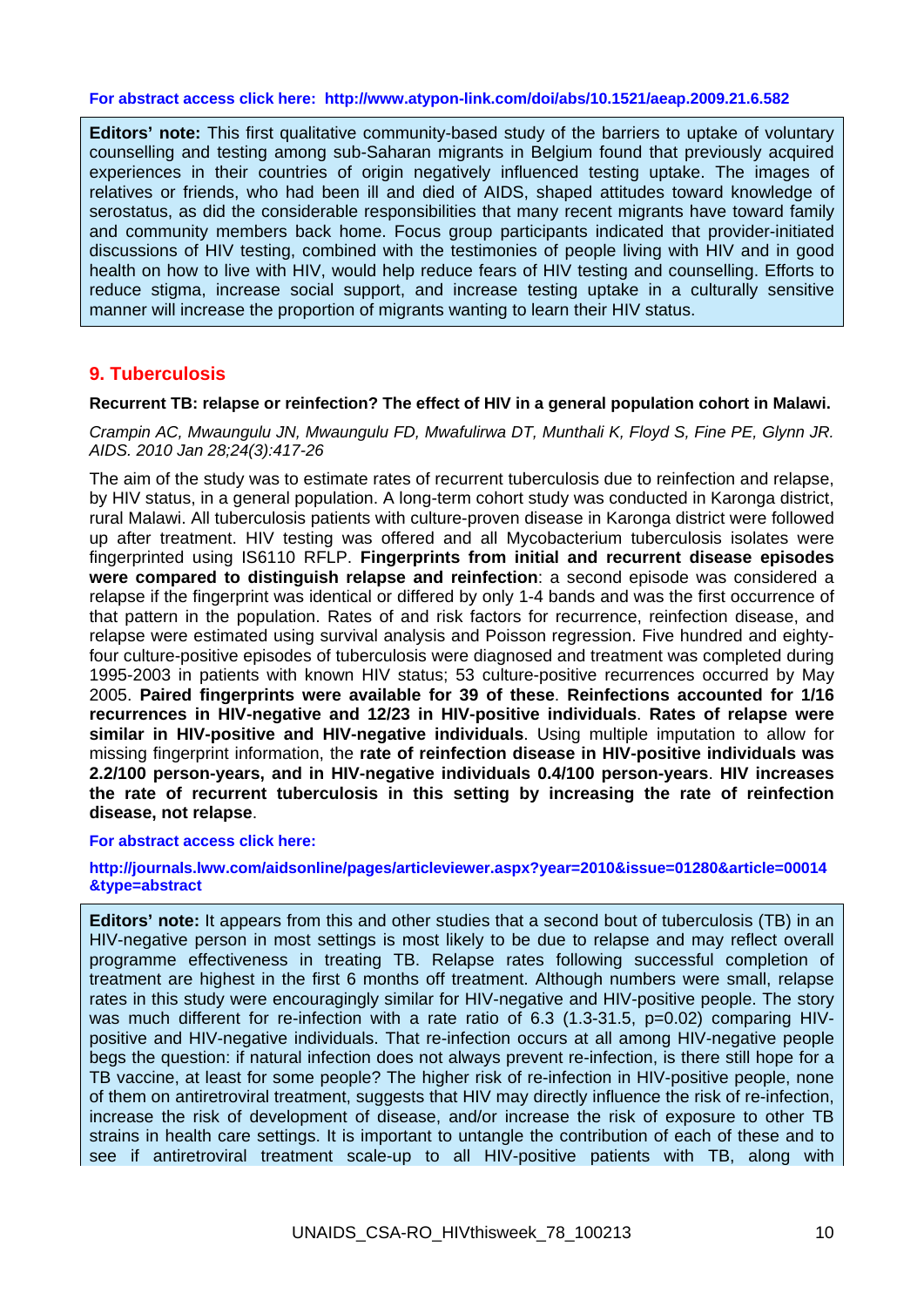**For abstract access click here: http://www.atypon-link.com/doi/abs/10.1521/aeap.2009.21.6.582**

**Editors' note:** This first qualitative community-based study of the barriers to uptake of voluntary counselling and testing among sub-Saharan migrants in Belgium found that previously acquired experiences in their countries of origin negatively influenced testing uptake. The images of relatives or friends, who had been ill and died of AIDS, shaped attitudes toward knowledge of serostatus, as did the considerable responsibilities that many recent migrants have toward family and community members back home. Focus group participants indicated that provider-initiated discussions of HIV testing, combined with the testimonies of people living with HIV and in good health on how to live with HIV, would help reduce fears of HIV testing and counselling. Efforts to reduce stigma, increase social support, and increase testing uptake in a culturally sensitive manner will increase the proportion of migrants wanting to learn their HIV status.

## 9. Tuberculosis

**Recurrent TB: relapse or reinfection? The effect of HIV in a general population cohort in Malawi.**

*Crampin AC, Mwaungulu JN, Mwaungulu FD, Mwafulirwa DT, Munthali K, Floyd S, Fine PE, Glynn JR. AIDS. 2010 Jan 28;24(3):417-26*

The aim of the study was to estimate rates of recurrent tuberculosis due to reinfection and relapse, by HIV status, in a general population. A long-term cohort study was conducted in Karonga district, rural Malawi. All tuberculosis patients with culture-proven disease in Karonga district were followed up after treatment. HIV testing was offered and all Mycobacterium tuberculosis isolates were fingerprinted using IS6110 RFLP. **Fingerprints from initial and recurrent disease episodes were compared to distinguish relapse and reinfection**: a second episode was considered a relapse if the fingerprint was identical or differed by only 1-4 bands and was the first occurrence of that pattern in the population. Rates of and risk factors for recurrence, reinfection disease, and relapse were estimated using survival analysis and Poisson regression. Five hundred and eighty-four culture-positive episodes of tuberculosis were diagnosed and treatment was completed during 1995-2003 in patients with known HIV status; 53 culture-positive recurrences occurred by May 2005. **Paired fingerprints were available for 39 of these**. **Reinfections accounted for 1/16 recurrences in HIV-negative and 12/23 in HIV-positive individuals**. **Rates of relapse were similar in HIV-positive and HIV-negative individuals**. Using multiple imputation to allow for missing fingerprint information, the **rate of reinfection disease in HIV-positive individuals was 2.2/100 person-years, and in HIV-negative individuals 0.4/100 person-years**. **HIV increases the rate of recurrent tuberculosis in this setting by increasing the rate of reinfection disease, not relapse**.

**For abstract access click here:**

**http://journals.lww.com/aidsonline/pages/articleviewer.aspx?year=2010&issue=01280&article=00014&type=abstract**

**Editors' note:** It appears from this and other studies that a second bout of tuberculosis (TB) in an HIV-negative person in most settings is most likely to be due to relapse and may reflect overall programme effectiveness in treating TB. Relapse rates following successful completion of treatment are highest in the first 6 months off treatment. Although numbers were small, relapse rates in this study were encouragingly similar for HIV-negative and HIV-positive people. The story was much different for re-infection with a rate ratio of 6.3 (1.3-31.5, p=0.02) comparing HIV-positive and HIV-negative individuals. That re-infection occurs at all among HIV-negative people begs the question: if natural infection does not always prevent re-infection, is there still hope for a TB vaccine, at least for some people? The higher risk of re-infection in HIV-positive people, none of them on antiretroviral treatment, suggests that HIV may directly influence the risk of re-infection, increase the risk of development of disease, and/or increase the risk of exposure to other TB strains in health care settings. It is important to untangle the contribution of each of these and to see if antiretroviral treatment scale-up to all HIV-positive patients with TB, along with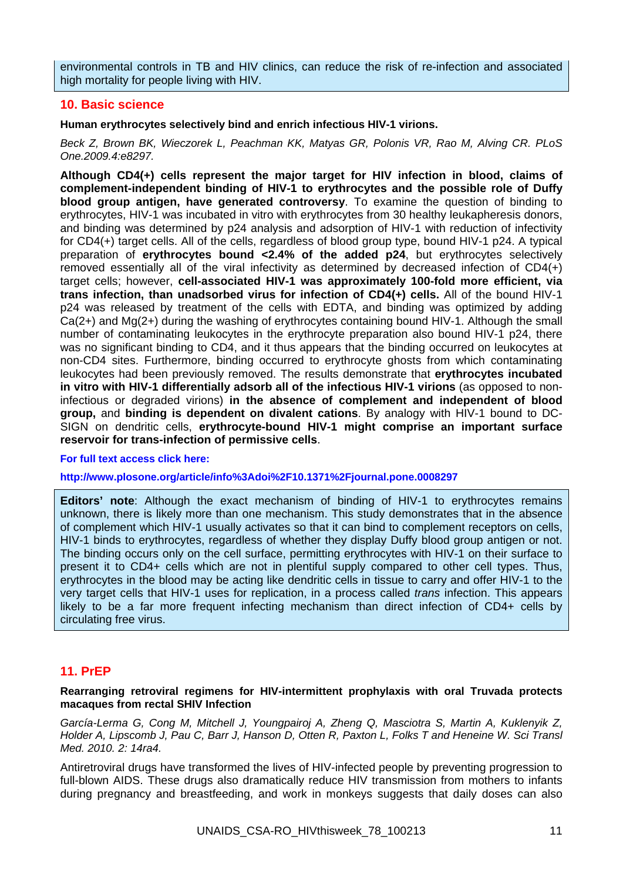environmental controls in TB and HIV clinics, can reduce the risk of re-infection and associated high mortality for people living with HIV.

## 10. Basic science

**Human erythrocytes selectively bind and enrich infectious HIV-1 virions.**

*Beck Z, Brown BK, Wieczorek L, Peachman KK, Matyas GR, Polonis VR, Rao M, Alving CR. PLoS One.2009.4:e8297.*

**Although CD4(+) cells represent the major target for HIV infection in blood, claims of complement-independent binding of HIV-1 to erythrocytes and the possible role of Duffy blood group antigen, have generated controversy**. To examine the question of binding to erythrocytes, HIV-1 was incubated in vitro with erythrocytes from 30 healthy leukapheresis donors, and binding was determined by p24 analysis and adsorption of HIV-1 with reduction of infectivity for CD4(+) target cells. All of the cells, regardless of blood group type, bound HIV-1 p24. A typical preparation of **erythrocytes bound <2.4% of the added p24**, but erythrocytes selectively removed essentially all of the viral infectivity as determined by decreased infection of CD4(+) target cells; however, **cell-associated HIV-1 was approximately 100-fold more efficient, via trans infection, than unadsorbed virus for infection of CD4(+) cells.** All of the bound HIV-1 p24 was released by treatment of the cells with EDTA, and binding was optimized by adding Ca(2+) and Mg(2+) during the washing of erythrocytes containing bound HIV-1. Although the small number of contaminating leukocytes in the erythrocyte preparation also bound HIV-1 p24, there was no significant binding to CD4, and it thus appears that the binding occurred on leukocytes at non-CD4 sites. Furthermore, binding occurred to erythrocyte ghosts from which contaminating leukocytes had been previously removed. The results demonstrate that **erythrocytes incubated in vitro with HIV-1 differentially adsorb all of the infectious HIV-1 virions** (as opposed to non-infectious or degraded virions) **in the absence of complement and independent of blood group,** and **binding is dependent on divalent cations**. By analogy with HIV-1 bound to DC-SIGN on dendritic cells, **erythrocyte-bound HIV-1 might comprise an important surface reservoir for trans-infection of permissive cells**.

**For full text access click here:**

**http://www.plosone.org/article/info%3Adoi%2F10.1371%2Fjournal.pone.0008297**

**Editors' note**: Although the exact mechanism of binding of HIV-1 to erythrocytes remains unknown, there is likely more than one mechanism. This study demonstrates that in the absence of complement which HIV-1 usually activates so that it can bind to complement receptors on cells, HIV-1 binds to erythrocytes, regardless of whether they display Duffy blood group antigen or not. The binding occurs only on the cell surface, permitting erythrocytes with HIV-1 on their surface to present it to CD4+ cells which are not in plentiful supply compared to other cell types. Thus, erythrocytes in the blood may be acting like dendritic cells in tissue to carry and offer HIV-1 to the very target cells that HIV-1 uses for replication, in a process called *trans* infection. This appears likely to be a far more frequent infecting mechanism than direct infection of CD4+ cells by circulating free virus.

## 11. PrEP

**Rearranging retroviral regimens for HIV-intermittent prophylaxis with oral Truvada protects macaques from rectal SHIV Infection**

*García-Lerma G, Cong M, Mitchell J, Youngpairoj A, Zheng Q, Masciotra S, Martin A, Kuklenyik Z, Holder A, Lipscomb J, Pau C, Barr J, Hanson D, Otten R, Paxton L, Folks T and Heneine W. Sci Transl Med. 2010. 2: 14ra4.*

Antiretroviral drugs have transformed the lives of HIV-infected people by preventing progression to full-blown AIDS. These drugs also dramatically reduce HIV transmission from mothers to infants during pregnancy and breastfeeding, and work in monkeys suggests that daily doses can also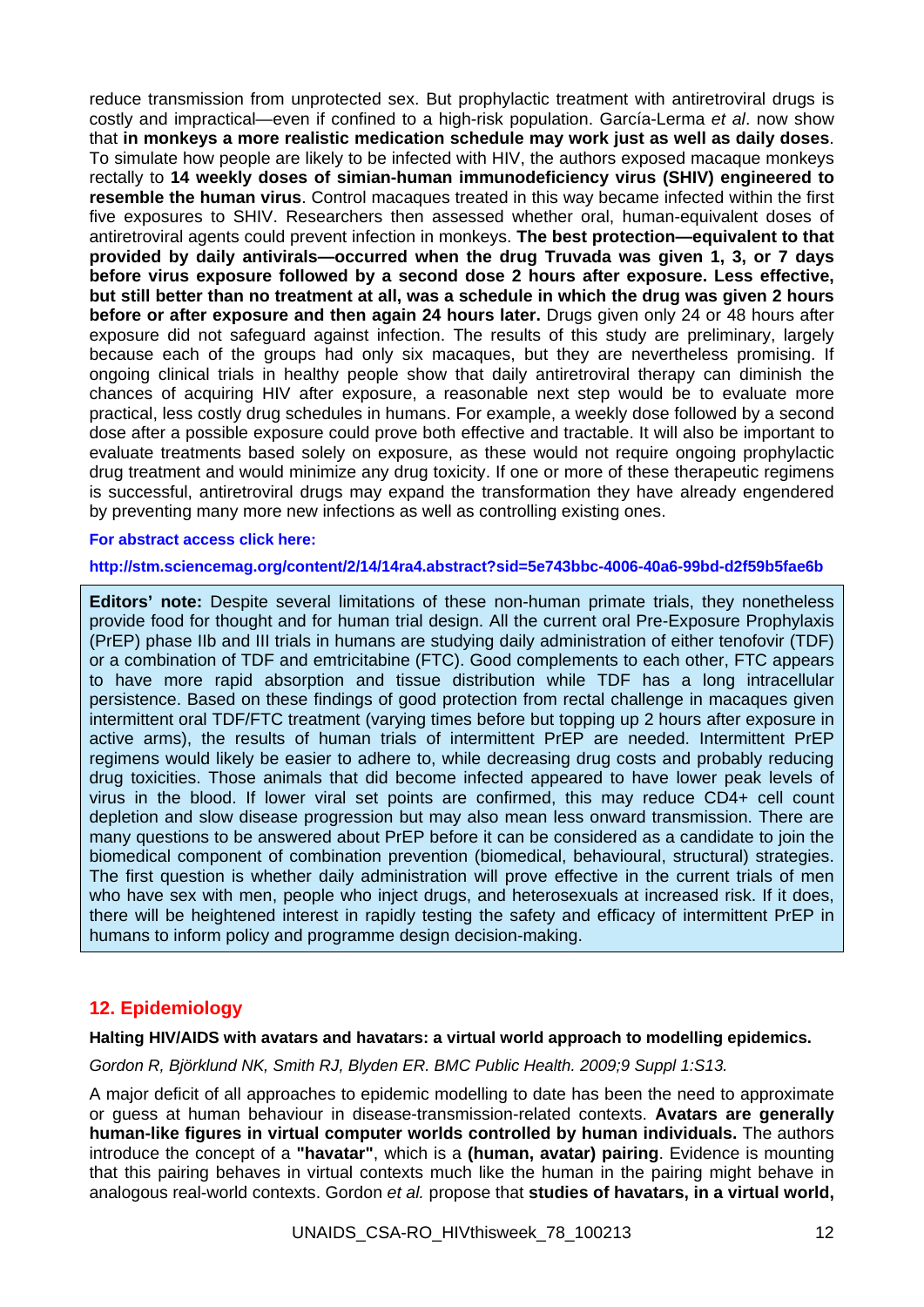reduce transmission from unprotected sex. But prophylactic treatment with antiretroviral drugs is costly and impractical—even if confined to a high-risk population. García-Lerma *et al*. now show that **in monkeys a more realistic medication schedule may work just as well as daily doses**. To simulate how people are likely to be infected with HIV, the authors exposed macaque monkeys rectally to **14 weekly doses of simian-human immunodeficiency virus (SHIV) engineered to resemble the human virus**. Control macaques treated in this way became infected within the first five exposures to SHIV. Researchers then assessed whether oral, human-equivalent doses of antiretroviral agents could prevent infection in monkeys. **The best protection—equivalent to that provided by daily antivirals—occurred when the drug Truvada was given 1, 3, or 7 days before virus exposure followed by a second dose 2 hours after exposure. Less effective, but still better than no treatment at all, was a schedule in which the drug was given 2 hours before or after exposure and then again 24 hours later.** Drugs given only 24 or 48 hours after exposure did not safeguard against infection. The results of this study are preliminary, largely because each of the groups had only six macaques, but they are nevertheless promising. If ongoing clinical trials in healthy people show that daily antiretroviral therapy can diminish the chances of acquiring HIV after exposure, a reasonable next step would be to evaluate more practical, less costly drug schedules in humans. For example, a weekly dose followed by a second dose after a possible exposure could prove both effective and tractable. It will also be important to evaluate treatments based solely on exposure, as these would not require ongoing prophylactic drug treatment and would minimize any drug toxicity. If one or more of these therapeutic regimens is successful, antiretroviral drugs may expand the transformation they have already engendered by preventing many more new infections as well as controlling existing ones.

**For abstract access click here:**

**http://stm.sciencemag.org/content/2/14/14ra4.abstract?sid=5e743bbc-4006-40a6-99bd-d2f59b5fae6b**

**Editors' note:** Despite several limitations of these non-human primate trials, they nonetheless provide food for thought and for human trial design. All the current oral Pre-Exposure Prophylaxis (PrEP) phase IIb and III trials in humans are studying daily administration of either tenofovir (TDF) or a combination of TDF and emtricitabine (FTC). Good complements to each other, FTC appears to have more rapid absorption and tissue distribution while TDF has a long intracellular persistence. Based on these findings of good protection from rectal challenge in macaques given intermittent oral TDF/FTC treatment (varying times before but topping up 2 hours after exposure in active arms), the results of human trials of intermittent PrEP are needed. Intermittent PrEP regimens would likely be easier to adhere to, while decreasing drug costs and probably reducing drug toxicities. Those animals that did become infected appeared to have lower peak levels of virus in the blood. If lower viral set points are confirmed, this may reduce CD4+ cell count depletion and slow disease progression but may also mean less onward transmission. There are many questions to be answered about PrEP before it can be considered as a candidate to join the biomedical component of combination prevention (biomedical, behavioural, structural) strategies. The first question is whether daily administration will prove effective in the current trials of men who have sex with men, people who inject drugs, and heterosexuals at increased risk. If it does, there will be heightened interest in rapidly testing the safety and efficacy of intermittent PrEP in humans to inform policy and programme design decision-making.

## 12. Epidemiology

**Halting HIV/AIDS with avatars and havatars: a virtual world approach to modelling epidemics.**

*Gordon R, Björklund NK, Smith RJ, Blyden ER. BMC Public Health. 2009;9 Suppl 1:S13.*

A major deficit of all approaches to epidemic modelling to date has been the need to approximate or guess at human behaviour in disease-transmission-related contexts. **Avatars are generally human-like figures in virtual computer worlds controlled by human individuals.** The authors introduce the concept of a **"havatar"**, which is a **(human, avatar) pairing**. Evidence is mounting that this pairing behaves in virtual contexts much like the human in the pairing might behave in analogous real-world contexts. Gordon *et al.* propose that **studies of havatars, in a virtual world,**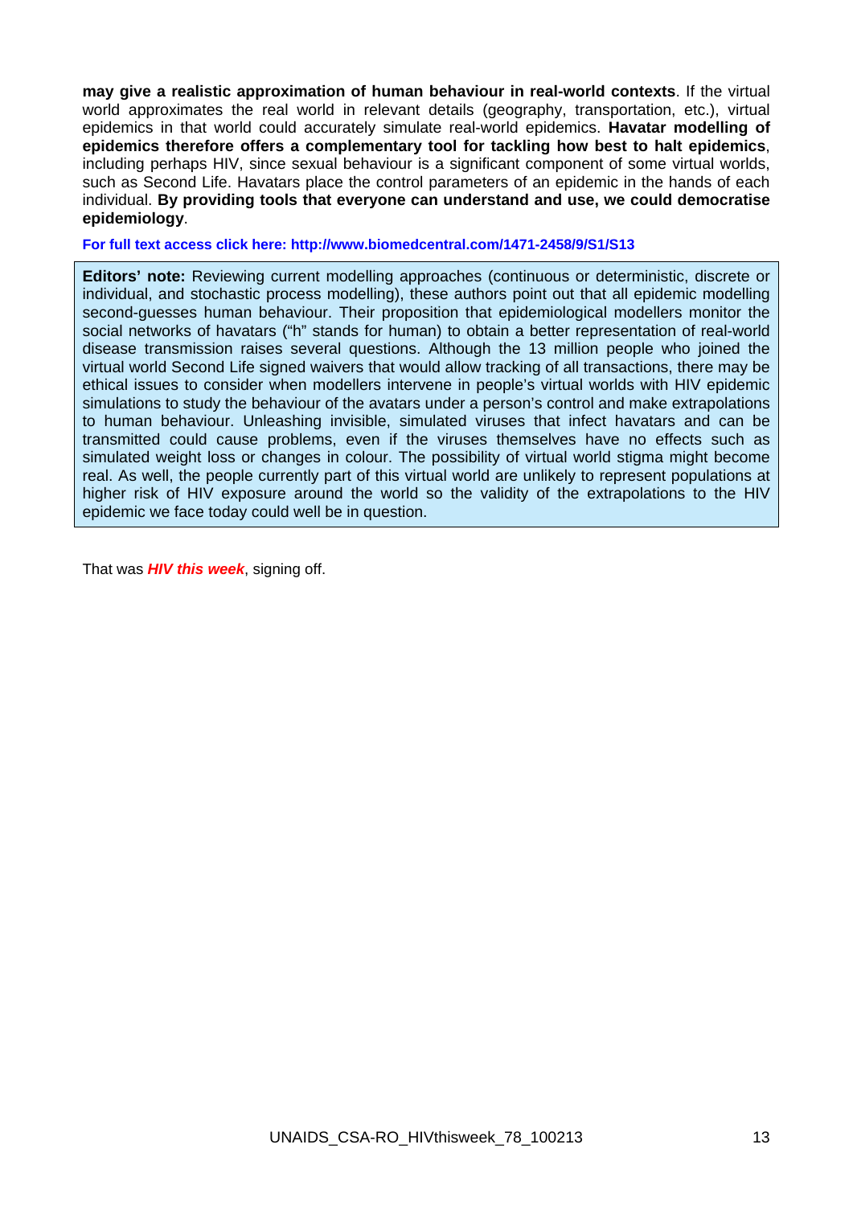**may give a realistic approximation of human behaviour in real-world contexts**. If the virtual world approximates the real world in relevant details (geography, transportation, etc.), virtual epidemics in that world could accurately simulate real-world epidemics. **Havatar modelling of epidemics therefore offers a complementary tool for tackling how best to halt epidemics**, including perhaps HIV, since sexual behaviour is a significant component of some virtual worlds, such as Second Life. Havatars place the control parameters of an epidemic in the hands of each individual. **By providing tools that everyone can understand and use, we could democratise epidemiology**.

**For full text access click here: http://www.biomedcentral.com/1471-2458/9/S1/S13**

> **Editors' note:** Reviewing current modelling approaches (continuous or deterministic, discrete or individual, and stochastic process modelling), these authors point out that all epidemic modelling second-guesses human behaviour. Their proposition that epidemiological modellers monitor the social networks of havatars ("h" stands for human) to obtain a better representation of real-world disease transmission raises several questions. Although the 13 million people who joined the virtual world Second Life signed waivers that would allow tracking of all transactions, there may be ethical issues to consider when modellers intervene in people's virtual worlds with HIV epidemic simulations to study the behaviour of the avatars under a person's control and make extrapolations to human behaviour. Unleashing invisible, simulated viruses that infect havatars and can be transmitted could cause problems, even if the viruses themselves have no effects such as simulated weight loss or changes in colour. The possibility of virtual world stigma might become real. As well, the people currently part of this virtual world are unlikely to represent populations at higher risk of HIV exposure around the world so the validity of the extrapolations to the HIV epidemic we face today could well be in question.

That was ***HIV this week***, signing off.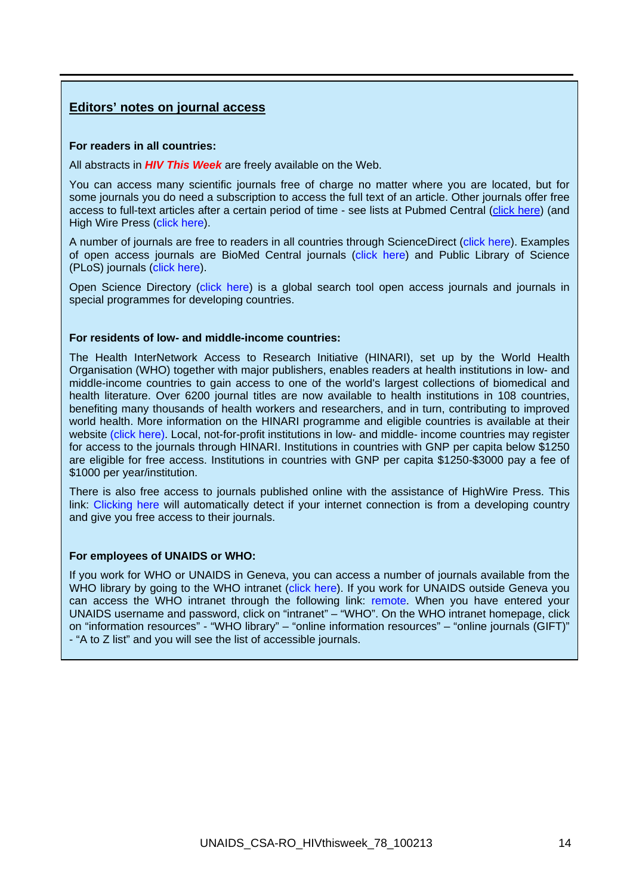## Editors' notes on journal access

**For readers in all countries:**

All abstracts in ***HIV This Week*** are freely available on the Web.

You can access many scientific journals free of charge no matter where you are located, but for some journals you do need a subscription to access the full text of an article. Other journals offer free access to full-text articles after a certain period of time - see lists at Pubmed Central (click here) (and High Wire Press (click here).

A number of journals are free to readers in all countries through ScienceDirect (click here). Examples of open access journals are BioMed Central journals (click here) and Public Library of Science (PLoS) journals (click here).

Open Science Directory (click here) is a global search tool open access journals and journals in special programmes for developing countries.

**For residents of low- and middle-income countries:**

The Health InterNetwork Access to Research Initiative (HINARI), set up by the World Health Organisation (WHO) together with major publishers, enables readers at health institutions in low- and middle-income countries to gain access to one of the world's largest collections of biomedical and health literature. Over 6200 journal titles are now available to health institutions in 108 countries, benefiting many thousands of health workers and researchers, and in turn, contributing to improved world health. More information on the HINARI programme and eligible countries is available at their website (click here). Local, not-for-profit institutions in low- and middle- income countries may register for access to the journals through HINARI. Institutions in countries with GNP per capita below $1250 are eligible for free access. Institutions in countries with GNP per capita $1250-$3000 pay a fee of $1000 per year/institution.

There is also free access to journals published online with the assistance of HighWire Press. This link: Clicking here will automatically detect if your internet connection is from a developing country and give you free access to their journals.

**For employees of UNAIDS or WHO:**

If you work for WHO or UNAIDS in Geneva, you can access a number of journals available from the WHO library by going to the WHO intranet (click here). If you work for UNAIDS outside Geneva you can access the WHO intranet through the following link: remote. When you have entered your UNAIDS username and password, click on "intranet" – "WHO". On the WHO intranet homepage, click on "information resources" - "WHO library" – "online information resources" – "online journals (GIFT)" - "A to Z list" and you will see the list of accessible journals.